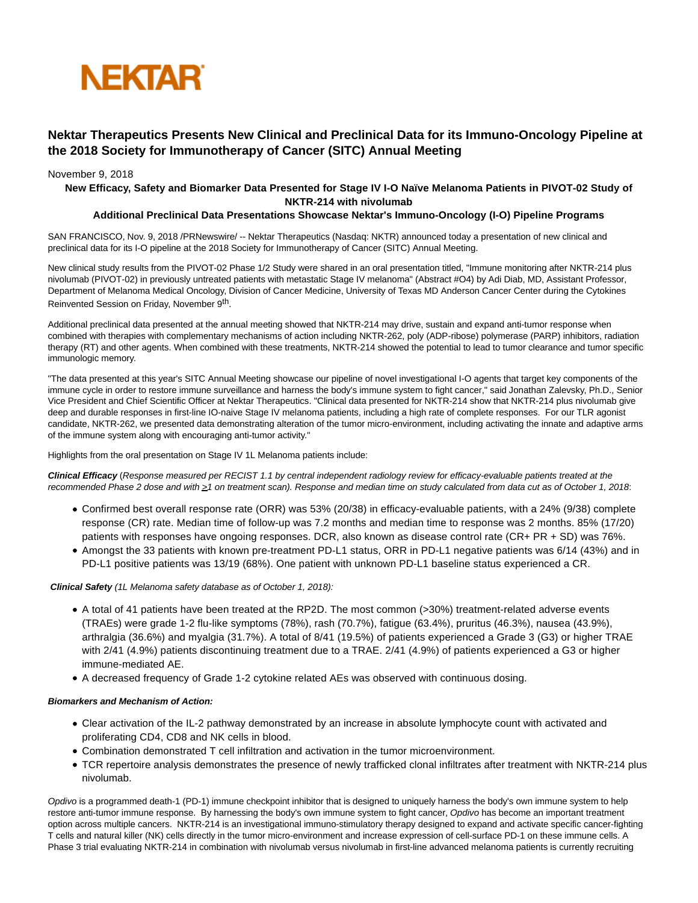NEKTAR

# Nektar Therapeutics Presents New Clinical and Preclinical Data for its Immuno-Oncology Pipeline at the 2018 Society for Immunotherapy of Cancer (SITC) Annual Meeting

November 9, 2018

### New Efficacy, Safety and Biomarker Data Presented for Stage IV I-O Naïve Melanoma Patients in PIVOT-02 Study of NKTR-214 with nivolumab

### Additional Preclinical Data Presentations Showcase Nektar's Immuno-Oncology (I-O) Pipeline Programs

SAN FRANCISCO, Nov. 9, 2018 /PRNewswire/ -- Nektar Therapeutics (Nasdaq: NKTR) announced today a presentation of new clinical and preclinical data for its I-O pipeline at the 2018 Society for Immunotherapy of Cancer (SITC) Annual Meeting.

New clinical study results from the PIVOT-02 Phase 1/2 Study were shared in an oral presentation titled, "Immune monitoring after NKTR-214 plus nivolumab (PIVOT-02) in previously untreated patients with metastatic Stage IV melanoma" (Abstract #O4) by Adi Diab, MD, Assistant Professor, Department of Melanoma Medical Oncology, Division of Cancer Medicine, University of Texas MD Anderson Cancer Center during the Cytokines Reinvented Session on Friday, November 9th.

Additional preclinical data presented at the annual meeting showed that NKTR-214 may drive, sustain and expand anti-tumor response when combined with therapies with complementary mechanisms of action including NKTR-262, poly (ADP-ribose) polymerase (PARP) inhibitors, radiation therapy (RT) and other agents. When combined with these treatments, NKTR-214 showed the potential to lead to tumor clearance and tumor specific immunologic memory.

"The data presented at this year's SITC Annual Meeting showcase our pipeline of novel investigational I-O agents that target key components of the immune cycle in order to restore immune surveillance and harness the body's immune system to fight cancer," said Jonathan Zalevsky, Ph.D., Senior Vice President and Chief Scientific Officer at Nektar Therapeutics. "Clinical data presented for NKTR-214 show that NKTR-214 plus nivolumab give deep and durable responses in first-line IO-naive Stage IV melanoma patients, including a high rate of complete responses. For our TLR agonist candidate, NKTR-262, we presented data demonstrating alteration of the tumor micro-environment, including activating the innate and adaptive arms of the immune system along with encouraging anti-tumor activity."

Highlights from the oral presentation on Stage IV 1L Melanoma patients include:

***Clinical Efficacy*** (*Response measured per RECIST 1.1 by central independent radiology review for efficacy-evaluable patients treated at the recommended Phase 2 dose and with ≥1 on treatment scan). Response and median time on study calculated from data cut as of October 1, 2018*:

- Confirmed best overall response rate (ORR) was 53% (20/38) in efficacy-evaluable patients, with a 24% (9/38) complete response (CR) rate. Median time of follow-up was 7.2 months and median time to response was 2 months. 85% (17/20) patients with responses have ongoing responses. DCR, also known as disease control rate (CR+ PR + SD) was 76%.
- Amongst the 33 patients with known pre-treatment PD-L1 status, ORR in PD-L1 negative patients was 6/14 (43%) and in PD-L1 positive patients was 13/19 (68%). One patient with unknown PD-L1 baseline status experienced a CR.

***Clinical Safety*** *(1L Melanoma safety database as of October 1, 2018):*

- A total of 41 patients have been treated at the RP2D. The most common (>30%) treatment-related adverse events (TRAEs) were grade 1-2 flu-like symptoms (78%), rash (70.7%), fatigue (63.4%), pruritus (46.3%), nausea (43.9%), arthralgia (36.6%) and myalgia (31.7%). A total of 8/41 (19.5%) of patients experienced a Grade 3 (G3) or higher TRAE with 2/41 (4.9%) patients discontinuing treatment due to a TRAE. 2/41 (4.9%) of patients experienced a G3 or higher immune-mediated AE.
- A decreased frequency of Grade 1-2 cytokine related AEs was observed with continuous dosing.

***Biomarkers and Mechanism of Action:***

- Clear activation of the IL-2 pathway demonstrated by an increase in absolute lymphocyte count with activated and proliferating CD4, CD8 and NK cells in blood.
- Combination demonstrated T cell infiltration and activation in the tumor microenvironment.
- TCR repertoire analysis demonstrates the presence of newly trafficked clonal infiltrates after treatment with NKTR-214 plus nivolumab.

*Opdivo* is a programmed death-1 (PD-1) immune checkpoint inhibitor that is designed to uniquely harness the body's own immune system to help restore anti-tumor immune response. By harnessing the body's own immune system to fight cancer, *Opdivo* has become an important treatment option across multiple cancers. NKTR-214 is an investigational immuno-stimulatory therapy designed to expand and activate specific cancer-fighting T cells and natural killer (NK) cells directly in the tumor micro-environment and increase expression of cell-surface PD-1 on these immune cells. A Phase 3 trial evaluating NKTR-214 in combination with nivolumab versus nivolumab in first-line advanced melanoma patients is currently recruiting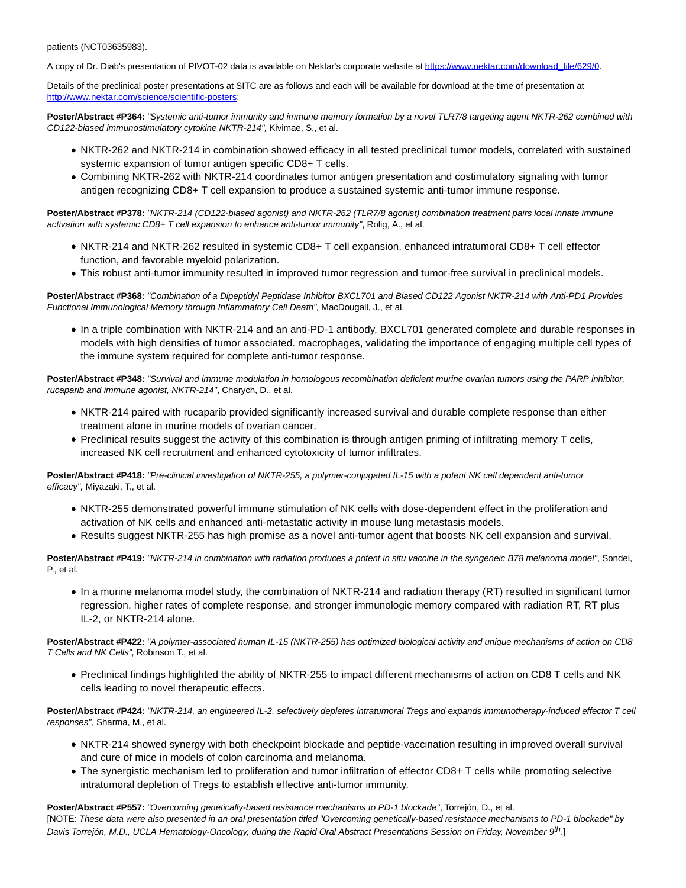patients (NCT03635983).

A copy of Dr. Diab's presentation of PIVOT-02 data is available on Nektar's corporate website at [https://www.nektar.com/download_file/629/0](https://www.nektar.com/download_file/629/0).

Details of the preclinical poster presentations at SITC are as follows and each will be available for download at the time of presentation at [http://www.nektar.com/science/scientific-posters](http://www.nektar.com/science/scientific-posters):

**Poster/Abstract #P364:** *"Systemic anti-tumor immunity and immune memory formation by a novel TLR7/8 targeting agent NKTR-262 combined with CD122-biased immunostimulatory cytokine NKTR-214",* Kivimae, S., et al.

- NKTR-262 and NKTR-214 in combination showed efficacy in all tested preclinical tumor models, correlated with sustained systemic expansion of tumor antigen specific CD8+ T cells.
- Combining NKTR-262 with NKTR-214 coordinates tumor antigen presentation and costimulatory signaling with tumor antigen recognizing CD8+ T cell expansion to produce a sustained systemic anti-tumor immune response.

**Poster/Abstract #P378:** *"NKTR-214 (CD122-biased agonist) and NKTR-262 (TLR7/8 agonist) combination treatment pairs local innate immune activation with systemic CD8+ T cell expansion to enhance anti-tumor immunity"*, Rolig, A., et al.

- NKTR-214 and NKTR-262 resulted in systemic CD8+ T cell expansion, enhanced intratumoral CD8+ T cell effector function, and favorable myeloid polarization.
- This robust anti-tumor immunity resulted in improved tumor regression and tumor-free survival in preclinical models.

**Poster/Abstract #P368:** *"Combination of a Dipeptidyl Peptidase Inhibitor BXCL701 and Biased CD122 Agonist NKTR-214 with Anti-PD1 Provides Functional Immunological Memory through Inflammatory Cell Death",* MacDougall, J., et al.

- In a triple combination with NKTR-214 and an anti-PD-1 antibody, BXCL701 generated complete and durable responses in models with high densities of tumor associated. macrophages, validating the importance of engaging multiple cell types of the immune system required for complete anti-tumor response.

**Poster/Abstract #P348:** *"Survival and immune modulation in homologous recombination deficient murine ovarian tumors using the PARP inhibitor, rucaparib and immune agonist, NKTR-214"*, Charych, D., et al.

- NKTR-214 paired with rucaparib provided significantly increased survival and durable complete response than either treatment alone in murine models of ovarian cancer.
- Preclinical results suggest the activity of this combination is through antigen priming of infiltrating memory T cells, increased NK cell recruitment and enhanced cytotoxicity of tumor infiltrates.

**Poster/Abstract #P418:** *"Pre-clinical investigation of NKTR-255, a polymer-conjugated IL-15 with a potent NK cell dependent anti-tumor efficacy",* Miyazaki, T., et al.

- NKTR-255 demonstrated powerful immune stimulation of NK cells with dose-dependent effect in the proliferation and activation of NK cells and enhanced anti-metastatic activity in mouse lung metastasis models.
- Results suggest NKTR-255 has high promise as a novel anti-tumor agent that boosts NK cell expansion and survival.

**Poster/Abstract #P419:** *"NKTR-214 in combination with radiation produces a potent in situ vaccine in the syngeneic B78 melanoma model"*, Sondel, P., et al.

- In a murine melanoma model study, the combination of NKTR-214 and radiation therapy (RT) resulted in significant tumor regression, higher rates of complete response, and stronger immunologic memory compared with radiation RT, RT plus IL-2, or NKTR-214 alone.

**Poster/Abstract #P422:** *"A polymer-associated human IL-15 (NKTR-255) has optimized biological activity and unique mechanisms of action on CD8 T Cells and NK Cells",* Robinson T., et al.

- Preclinical findings highlighted the ability of NKTR-255 to impact different mechanisms of action on CD8 T cells and NK cells leading to novel therapeutic effects.

**Poster/Abstract #P424:** *"NKTR-214, an engineered IL-2, selectively depletes intratumoral Tregs and expands immunotherapy-induced effector T cell responses"*, Sharma, M., et al.

- NKTR-214 showed synergy with both checkpoint blockade and peptide-vaccination resulting in improved overall survival and cure of mice in models of colon carcinoma and melanoma.
- The synergistic mechanism led to proliferation and tumor infiltration of effector CD8+ T cells while promoting selective intratumoral depletion of Tregs to establish effective anti-tumor immunity.

**Poster/Abstract #P557:** *"Overcoming genetically-based resistance mechanisms to PD-1 blockade"*, Torrejón, D., et al.
[NOTE: *These data were also presented in an oral presentation titled "Overcoming genetically-based resistance mechanisms to PD-1 blockade" by Davis Torrejón, M.D., UCLA Hematology-Oncology, during the Rapid Oral Abstract Presentations Session on Friday, November 9th*.]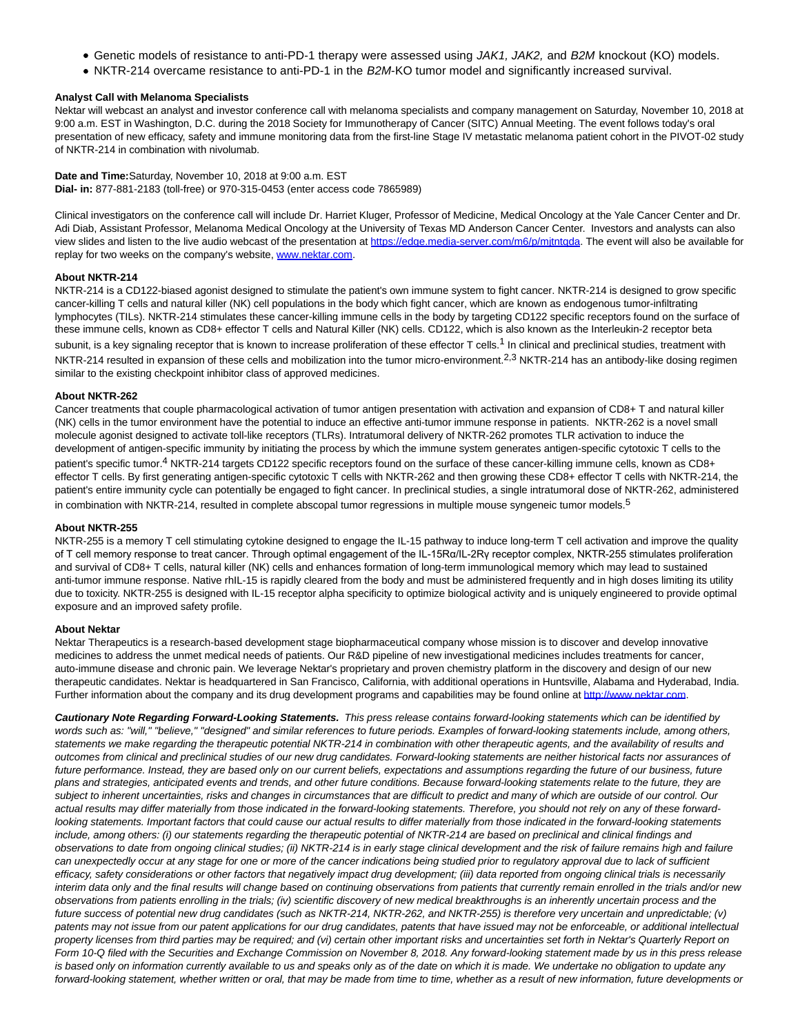- Genetic models of resistance to anti-PD-1 therapy were assessed using *JAK1, JAK2,* and *B2M* knockout (KO) models.
- NKTR-214 overcame resistance to anti-PD-1 in the *B2M*-KO tumor model and significantly increased survival.

**Analyst Call with Melanoma Specialists**

Nektar will webcast an analyst and investor conference call with melanoma specialists and company management on Saturday, November 10, 2018 at 9:00 a.m. EST in Washington, D.C. during the 2018 Society for Immunotherapy of Cancer (SITC) Annual Meeting. The event follows today's oral presentation of new efficacy, safety and immune monitoring data from the first-line Stage IV metastatic melanoma patient cohort in the PIVOT-02 study of NKTR-214 in combination with nivolumab.

**Date and Time:**Saturday, November 10, 2018 at 9:00 a.m. EST
**Dial- in:** 877-881-2183 (toll-free) or 970-315-0453 (enter access code 7865989)

Clinical investigators on the conference call will include Dr. Harriet Kluger, Professor of Medicine, Medical Oncology at the Yale Cancer Center and Dr. Adi Diab, Assistant Professor, Melanoma Medical Oncology at the University of Texas MD Anderson Cancer Center. Investors and analysts can also view slides and listen to the live audio webcast of the presentation at https://edge.media-server.com/m6/p/mjtntqda. The event will also be available for replay for two weeks on the company's website, www.nektar.com.

**About NKTR-214**

NKTR-214 is a CD122-biased agonist designed to stimulate the patient's own immune system to fight cancer. NKTR-214 is designed to grow specific cancer-killing T cells and natural killer (NK) cell populations in the body which fight cancer, which are known as endogenous tumor-infiltrating lymphocytes (TILs). NKTR-214 stimulates these cancer-killing immune cells in the body by targeting CD122 specific receptors found on the surface of these immune cells, known as CD8+ effector T cells and Natural Killer (NK) cells. CD122, which is also known as the Interleukin-2 receptor beta subunit, is a key signaling receptor that is known to increase proliferation of these effector T cells.[1] In clinical and preclinical studies, treatment with NKTR-214 resulted in expansion of these cells and mobilization into the tumor micro-environment.[2,3] NKTR-214 has an antibody-like dosing regimen similar to the existing checkpoint inhibitor class of approved medicines.

**About NKTR-262**

Cancer treatments that couple pharmacological activation of tumor antigen presentation with activation and expansion of CD8+ T and natural killer (NK) cells in the tumor environment have the potential to induce an effective anti-tumor immune response in patients. NKTR-262 is a novel small molecule agonist designed to activate toll-like receptors (TLRs). Intratumoral delivery of NKTR-262 promotes TLR activation to induce the development of antigen-specific immunity by initiating the process by which the immune system generates antigen-specific cytotoxic T cells to the patient's specific tumor.[4] NKTR-214 targets CD122 specific receptors found on the surface of these cancer-killing immune cells, known as CD8+ effector T cells. By first generating antigen-specific cytotoxic T cells with NKTR-262 and then growing these CD8+ effector T cells with NKTR-214, the patient's entire immunity cycle can potentially be engaged to fight cancer. In preclinical studies, a single intratumoral dose of NKTR-262, administered in combination with NKTR-214, resulted in complete abscopal tumor regressions in multiple mouse syngeneic tumor models.[5]

**About NKTR-255**

NKTR-255 is a memory T cell stimulating cytokine designed to engage the IL-15 pathway to induce long-term T cell activation and improve the quality of T cell memory response to treat cancer. Through optimal engagement of the IL-15Rα/IL-2Rγ receptor complex, NKTR-255 stimulates proliferation and survival of CD8+ T cells, natural killer (NK) cells and enhances formation of long-term immunological memory which may lead to sustained anti-tumor immune response. Native rhIL-15 is rapidly cleared from the body and must be administered frequently and in high doses limiting its utility due to toxicity. NKTR-255 is designed with IL-15 receptor alpha specificity to optimize biological activity and is uniquely engineered to provide optimal exposure and an improved safety profile.

**About Nektar**

Nektar Therapeutics is a research-based development stage biopharmaceutical company whose mission is to discover and develop innovative medicines to address the unmet medical needs of patients. Our R&D pipeline of new investigational medicines includes treatments for cancer, auto-immune disease and chronic pain. We leverage Nektar's proprietary and proven chemistry platform in the discovery and design of our new therapeutic candidates. Nektar is headquartered in San Francisco, California, with additional operations in Huntsville, Alabama and Hyderabad, India. Further information about the company and its drug development programs and capabilities may be found online at http://www.nektar.com.

***Cautionary Note Regarding Forward-Looking Statements.*** *This press release contains forward-looking statements which can be identified by words such as: "will," "believe," "designed" and similar references to future periods. Examples of forward-looking statements include, among others, statements we make regarding the therapeutic potential NKTR-214 in combination with other therapeutic agents, and the availability of results and outcomes from clinical and preclinical studies of our new drug candidates. Forward-looking statements are neither historical facts nor assurances of future performance. Instead, they are based only on our current beliefs, expectations and assumptions regarding the future of our business, future plans and strategies, anticipated events and trends, and other future conditions. Because forward-looking statements relate to the future, they are subject to inherent uncertainties, risks and changes in circumstances that are difficult to predict and many of which are outside of our control. Our actual results may differ materially from those indicated in the forward-looking statements. Therefore, you should not rely on any of these forward-looking statements. Important factors that could cause our actual results to differ materially from those indicated in the forward-looking statements include, among others: (i) our statements regarding the therapeutic potential of NKTR-214 are based on preclinical and clinical findings and observations to date from ongoing clinical studies; (ii) NKTR-214 is in early stage clinical development and the risk of failure remains high and failure can unexpectedly occur at any stage for one or more of the cancer indications being studied prior to regulatory approval due to lack of sufficient efficacy, safety considerations or other factors that negatively impact drug development; (iii) data reported from ongoing clinical trials is necessarily interim data only and the final results will change based on continuing observations from patients that currently remain enrolled in the trials and/or new observations from patients enrolling in the trials; (iv) scientific discovery of new medical breakthroughs is an inherently uncertain process and the future success of potential new drug candidates (such as NKTR-214, NKTR-262, and NKTR-255) is therefore very uncertain and unpredictable; (v) patents may not issue from our patent applications for our drug candidates, patents that have issued may not be enforceable, or additional intellectual property licenses from third parties may be required; and (vi) certain other important risks and uncertainties set forth in Nektar's Quarterly Report on Form 10-Q filed with the Securities and Exchange Commission on November 8, 2018. Any forward-looking statement made by us in this press release is based only on information currently available to us and speaks only as of the date on which it is made. We undertake no obligation to update any forward-looking statement, whether written or oral, that may be made from time to time, whether as a result of new information, future developments or*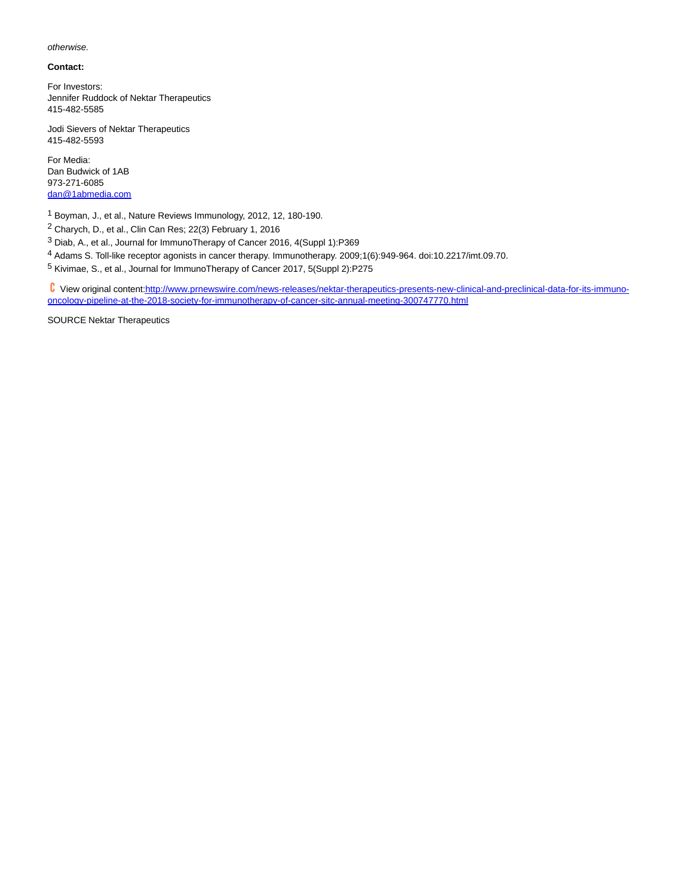*otherwise.*

**Contact:**

For Investors:
Jennifer Ruddock of Nektar Therapeutics
415-482-5585

Jodi Sievers of Nektar Therapeutics
415-482-5593

For Media:
Dan Budwick of 1AB
973-271-6085
dan@1abmedia.com

[1] Boyman, J., et al., Nature Reviews Immunology, 2012, 12, 180-190.

[2] Charych, D., et al., Clin Can Res; 22(3) February 1, 2016

[3] Diab, A., et al., Journal for ImmunoTherapy of Cancer 2016, 4(Suppl 1):P369

[4] Adams S. Toll-like receptor agonists in cancer therapy. Immunotherapy. 2009;1(6):949-964. doi:10.2217/imt.09.70.

[5] Kivimae, S., et al., Journal for ImmunoTherapy of Cancer 2017, 5(Suppl 2):P275

View original content:http://www.prnewswire.com/news-releases/nektar-therapeutics-presents-new-clinical-and-preclinical-data-for-its-immuno-oncology-pipeline-at-the-2018-society-for-immunotherapy-of-cancer-sitc-annual-meeting-300747770.html

SOURCE Nektar Therapeutics